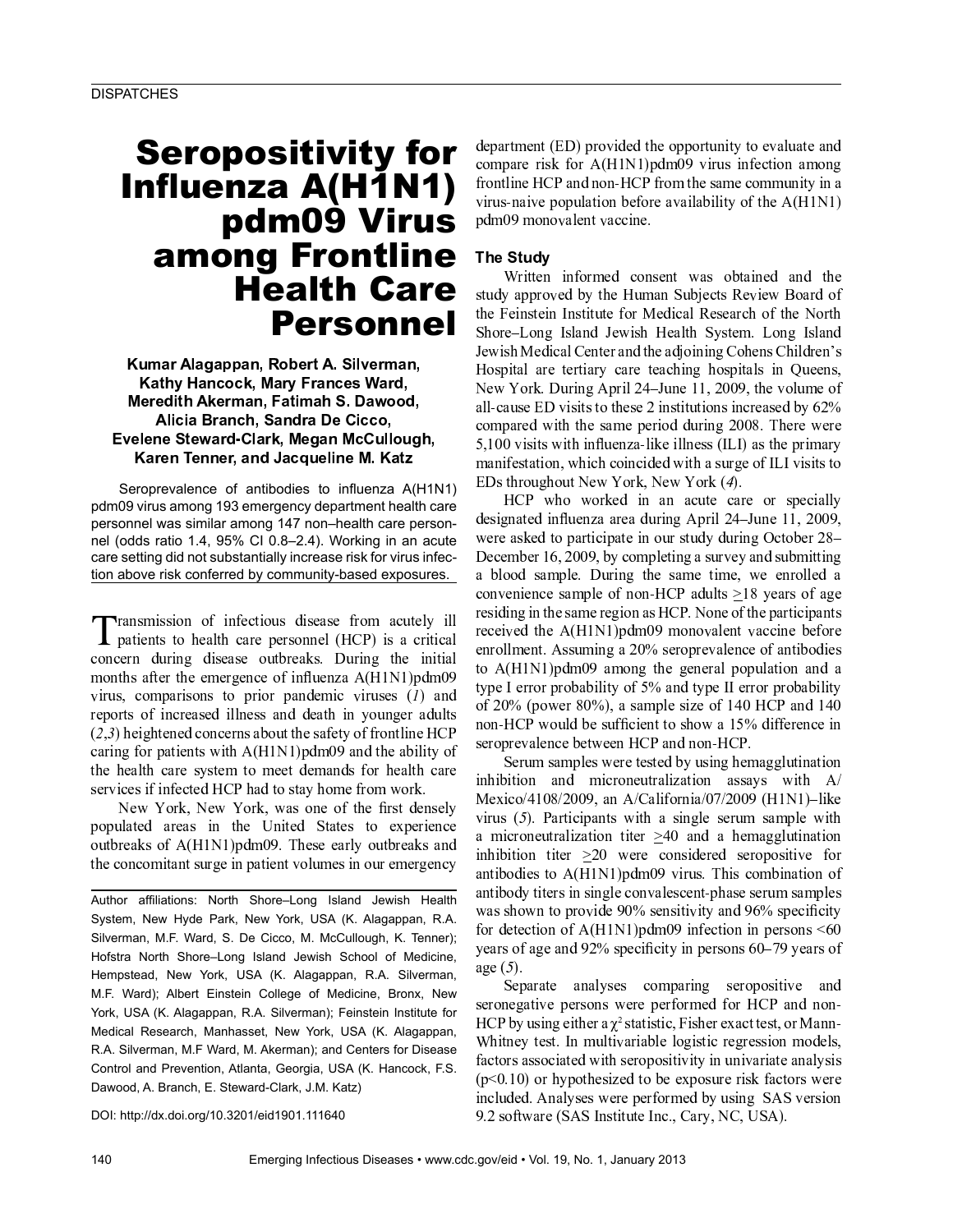# Seropositivity for Influenza A(H1N1) pdm09 Virus among Frontline Health Care Personnel

**Kumar Alagappan, Robert A. Silverman, Kathy Hancock, Mary Frances Ward, Meredith Akerman, Fatimah S. Dawood, Alicia Branch, Sandra De Cicco, Evelene Steward-Clark, Megan McCullough, Karen Tenner, and Jacqueline M. Katz**

Seroprevalence of antibodies to influenza A(H1N1) pdm09 virus among 193 emergency department health care personnel was similar among 147 non–health care personnel (odds ratio 1.4, 95% CI 0.8–2.4). Working in an acute care setting did not substantially increase risk for virus infection above risk conferred by community-based exposures.

Transmission of infectious disease from acutely ill patients to health care personnel (HCP) is a critical concern during disease outbreaks. During the initial months after the emergence of influenza A(H1N1)pdm09 virus, comparisons to prior pandemic viruses (*1*) and reports of increased illness and death in younger adults (*2*,*3*) heightened concerns about the safety of frontline HCP caring for patients with A(H1N1)pdm09 and the ability of the health care system to meet demands for health care services if infected HCP had to stay home from work.

New York, New York, was one of the first densely populated areas in the United States to experience outbreaks of A(H1N1)pdm09. These early outbreaks and the concomitant surge in patient volumes in our emergency department (ED) provided the opportunity to evaluate and compare risk for A(H1N1)pdm09 virus infection among frontline HCP and non-HCP from the same community in a virus-naive population before availability of the A(H1N1) pdm09 monovalent vaccine.

Author affiliations: North Shore–Long Island Jewish Health System, New Hyde Park, New York, USA (K. Alagappan, R.A. Silverman, M.F. Ward, S. De Cicco, M. McCullough, K. Tenner); Hofstra North Shore–Long Island Jewish School of Medicine, Hempstead, New York, USA (K. Alagappan, R.A. Silverman, M.F. Ward); Albert Einstein College of Medicine, Bronx, New York, USA (K. Alagappan, R.A. Silverman); Feinstein Institute for Medical Research, Manhasset, New York, USA (K. Alagappan, R.A. Silverman, M.F Ward, M. Akerman); and Centers for Disease Control and Prevention, Atlanta, Georgia, USA (K. Hancock, F.S. Dawood, A. Branch, E. Steward-Clark, J.M. Katz)

DOI: http://dx.doi.org/10.3201/eid1901.111640

## The Study

Written informed consent was obtained and the study approved by the Human Subjects Review Board of the Feinstein Institute for Medical Research of the North Shore–Long Island Jewish Health System. Long Island Jewish Medical Center and the adjoining Cohens Children's Hospital are tertiary care teaching hospitals in Queens, New York. During April 24–June 11, 2009, the volume of all-cause ED visits to these 2 institutions increased by 62% compared with the same period during 2008. There were 5,100 visits with influenza-like illness (ILI) as the primary manifestation, which coincided with a surge of ILI visits to EDs throughout New York, New York (*4*).

HCP who worked in an acute care or specially designated influenza area during April 24–June 11, 2009, were asked to participate in our study during October 28–December 16, 2009, by completing a survey and submitting a blood sample. During the same time, we enrolled a convenience sample of non-HCP adults $\geq$18 years of age residing in the same region as HCP. None of the participants received the A(H1N1)pdm09 monovalent vaccine before enrollment. Assuming a 20% seroprevalence of antibodies to A(H1N1)pdm09 among the general population and a type I error probability of 5% and type II error probability of 20% (power 80%), a sample size of 140 HCP and 140 non-HCP would be sufficient to show a 15% difference in seroprevalence between HCP and non-HCP.

Serum samples were tested by using hemagglutination inhibition and microneutralization assays with A/Mexico/4108/2009, an A/California/07/2009 (H1N1)–like virus (*5*). Participants with a single serum sample with a microneutralization titer $\geq$40 and a hemagglutination inhibition titer $\geq$20 were considered seropositive for antibodies to A(H1N1)pdm09 virus. This combination of antibody titers in single convalescent-phase serum samples was shown to provide 90% sensitivity and 96% specificity for detection of A(H1N1)pdm09 infection in persons <60 years of age and 92% specificity in persons 60–79 years of age (*5*).

Separate analyses comparing seropositive and seronegative persons were performed for HCP and non-HCP by using either a $\chi^2$ statistic, Fisher exact test, or Mann-Whitney test. In multivariable logistic regression models, factors associated with seropositivity in univariate analysis ($p<0.10$) or hypothesized to be exposure risk factors were included. Analyses were performed by using SAS version 9.2 software (SAS Institute Inc., Cary, NC, USA).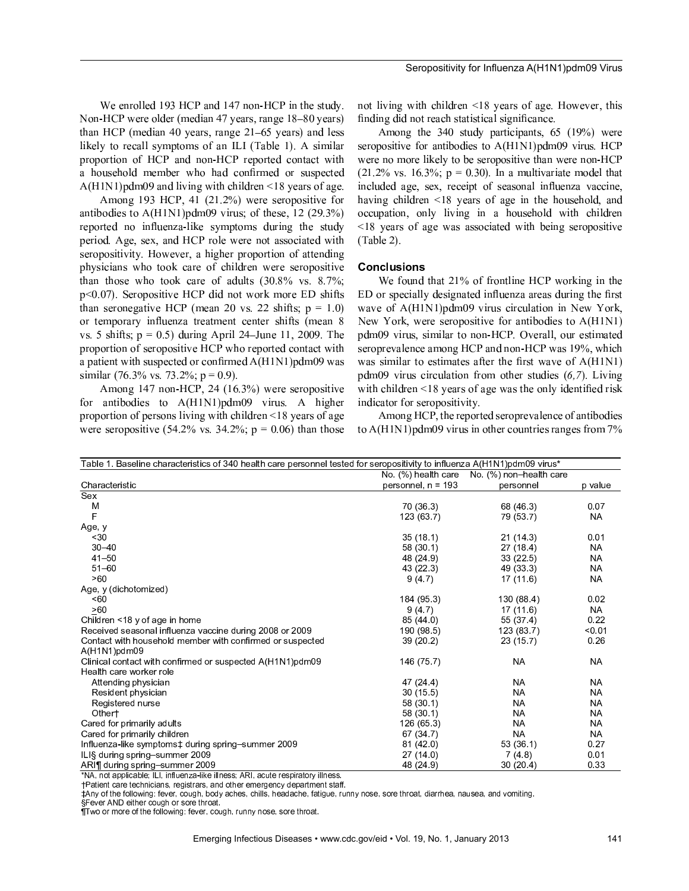We enrolled 193 HCP and 147 non-HCP in the study. Non-HCP were older (median 47 years, range 18–80 years) than HCP (median 40 years, range 21–65 years) and less likely to recall symptoms of an ILI (Table 1). A similar proportion of HCP and non-HCP reported contact with a household member who had confirmed or suspected A(H1N1)pdm09 and living with children <18 years of age.

Among 193 HCP, 41 (21.2%) were seropositive for antibodies to A(H1N1)pdm09 virus; of these, 12 (29.3%) reported no influenza-like symptoms during the study period. Age, sex, and HCP role were not associated with seropositivity. However, a higher proportion of attending physicians who took care of children were seropositive than those who took care of adults (30.8% vs. 8.7%; p<0.07). Seropositive HCP did not work more ED shifts than seronegative HCP (mean 20 vs. 22 shifts; p = 1.0) or temporary influenza treatment center shifts (mean 8 vs. 5 shifts; p = 0.5) during April 24–June 11, 2009. The proportion of seropositive HCP who reported contact with a patient with suspected or confirmed A(H1N1)pdm09 was similar (76.3% vs. 73.2%; p = 0.9).

Among 147 non-HCP, 24 (16.3%) were seropositive for antibodies to A(H1N1)pdm09 virus. A higher proportion of persons living with children <18 years of age were seropositive (54.2% vs. 34.2%; p = 0.06) than those not living with children <18 years of age. However, this finding did not reach statistical significance.

Among the 340 study participants, 65 (19%) were seropositive for antibodies to A(H1N1)pdm09 virus. HCP were no more likely to be seropositive than were non-HCP (21.2% vs. 16.3%; p = 0.30). In a multivariate model that included age, sex, receipt of seasonal influenza vaccine, having children <18 years of age in the household, and occupation, only living in a household with children <18 years of age was associated with being seropositive (Table 2).

## Conclusions

We found that 21% of frontline HCP working in the ED or specially designated influenza areas during the first wave of A(H1N1)pdm09 virus circulation in New York, New York, were seropositive for antibodies to A(H1N1) pdm09 virus, similar to non-HCP. Overall, our estimated seroprevalence among HCP and non-HCP was 19%, which was similar to estimates after the first wave of A(H1N1) pdm09 virus circulation from other studies (*6,7*). Living with children <18 years of age was the only identified risk indicator for seropositivity.

Among HCP, the reported seroprevalence of antibodies to A(H1N1)pdm09 virus in other countries ranges from 7%

Table 1. Baseline characteristics of 340 health care personnel tested for seropositivity to influenza A(H1N1)pdm09 virus*

| Characteristic | No. (%) health care personnel, n = 193 | No. (%) non–health care personnel | p value |
|---|---|---|---|
| Sex | | | |
| M | 70 (36.3) | 68 (46.3) | 0.07 |
| F | 123 (63.7) | 79 (53.7) | NA |
| Age, y | | | |
| <30 | 35 (18.1) | 21 (14.3) | 0.01 |
| 30–40 | 58 (30.1) | 27 (18.4) | NA |
| 41–50 | 48 (24.9) | 33 (22.5) | NA |
| 51–60 | 43 (22.3) | 49 (33.3) | NA |
| >60 | 9 (4.7) | 17 (11.6) | NA |
| Age, y (dichotomized) | | | |
| <60 | 184 (95.3) | 130 (88.4) | 0.02 |
| ≥60 | 9 (4.7) | 17 (11.6) | NA |
| Children <18 y of age in home | 85 (44.0) | 55 (37.4) | 0.22 |
| Received seasonal influenza vaccine during 2008 or 2009 | 190 (98.5) | 123 (83.7) | <0.01 |
| Contact with household member with confirmed or suspected A(H1N1)pdm09 | 39 (20.2) | 23 (15.7) | 0.26 |
| Clinical contact with confirmed or suspected A(H1N1)pdm09 | 146 (75.7) | NA | NA |
| Health care worker role | | | |
| Attending physician | 47 (24.4) | NA | NA |
| Resident physician | 30 (15.5) | NA | NA |
| Registered nurse | 58 (30.1) | NA | NA |
| Other† | 58 (30.1) | NA | NA |
| Cared for primarily adults | 126 (65.3) | NA | NA |
| Cared for primarily children | 67 (34.7) | NA | NA |
| Influenza-like symptoms‡ during spring–summer 2009 | 81 (42.0) | 53 (36.1) | 0.27 |
| ILI§ during spring–summer 2009 | 27 (14.0) | 7 (4.8) | 0.01 |
| ARI¶ during spring–summer 2009 | 48 (24.9) | 30 (20.4) | 0.33 |

*NA, not applicable; ILI, influenza-like illness; ARI, acute respiratory illness.
†Patient care technicians, registrars, and other emergency department staff.
‡Any of the following: fever, cough, body aches, chills, headache, fatigue, runny nose, sore throat, diarrhea, nausea, and vomiting.
§Fever AND either cough or sore throat.
¶Two or more of the following: fever, cough, runny nose, sore throat.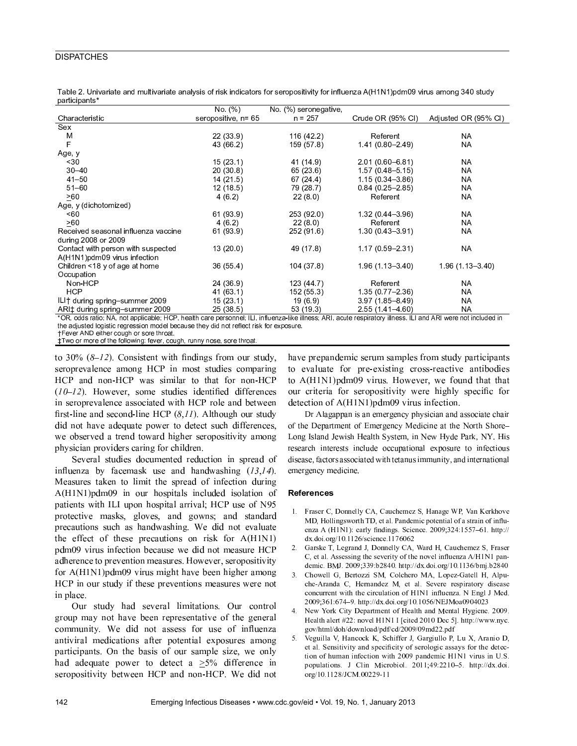Table 2. Univariate and multivariate analysis of risk indicators for seropositivity for influenza A(H1N1)pdm09 virus among 340 study participants*

| Characteristic | No. (%) seropositive, n= 65 | No. (%) seronegative, n = 257 | Crude OR (95% CI) | Adjusted OR (95% CI) |
|---|---|---|---|---|
| Sex | | | | |
| M | 22 (33.9) | 116 (42.2) | Referent | NA |
| F | 43 (66.2) | 159 (57.8) | 1.41 (0.80–2.49) | NA |
| Age, y | | | | |
| <30 | 15 (23.1) | 41 (14.9) | 2.01 (0.60–6.81) | NA |
| 30–40 | 20 (30.8) | 65 (23.6) | 1.57 (0.48–5.15) | NA |
| 41–50 | 14 (21.5) | 67 (24.4) | 1.15 (0.34–3.86) | NA |
| 51–60 | 12 (18.5) | 79 (28.7) | 0.84 (0.25–2.85) | NA |
| ≥60 | 4 (6.2) | 22 (8.0) | Referent | NA |
| Age, y (dichotomized) | | | | |
| <60 | 61 (93.9) | 253 (92.0) | 1.32 (0.44–3.96) | NA |
| ≥60 | 4 (6.2) | 22 (8.0) | Referent | NA |
| Received seasonal influenza vaccine during 2008 or 2009 | 61 (93.9) | 252 (91.6) | 1.30 (0.43–3.91) | NA |
| Contact with person with suspected A(H1N1)pdm09 virus infection | 13 (20.0) | 49 (17.8) | 1.17 (0.59–2.31) | NA |
| Children <18 y of age at home | 36 (55.4) | 104 (37.8) | 1.96 (1.13–3.40) | 1.96 (1.13–3.40) |
| Occupation | | | | |
| Non-HCP | 24 (36.9) | 123 (44.7) | Referent | NA |
| HCP | 41 (63.1) | 152 (55.3) | 1.35 (0.77–2.36) | NA |
| ILI† during spring–summer 2009 | 15 (23.1) | 19 (6.9) | 3.97 (1.85–8.49) | NA |
| ARI‡ during spring–summer 2009 | 25 (38.5) | 53 (19.3) | 2.55 (1.41–4.60) | NA |

*OR, odds ratio; NA, not applicable; HCP, health care personnel; ILI, influenza-like illness; ARI, acute respiratory illness. ILI and ARI were not included in the adjusted logistic regression model because they did not reflect risk for exposure.
†Fever AND either cough or sore throat.
‡Two or more of the following: fever, cough, runny nose, sore throat.

to 30% (*8*–*12*). Consistent with findings from our study, seroprevalence among HCP in most studies comparing HCP and non-HCP was similar to that for non-HCP (*10*–*12*). However, some studies identified differences in seroprevalence associated with HCP role and between first-line and second-line HCP (*8*,*11*). Although our study did not have adequate power to detect such differences, we observed a trend toward higher seropositivity among physician providers caring for children.

Several studies documented reduction in spread of influenza by facemask use and handwashing (*13*,*14*). Measures taken to limit the spread of infection during A(H1N1)pdm09 in our hospitals included isolation of patients with ILI upon hospital arrival; HCP use of N95 protective masks, gloves, and gowns; and standard precautions such as handwashing. We did not evaluate the effect of these precautions on risk for A(H1N1)pdm09 virus infection because we did not measure HCP adherence to prevention measures. However, seropositivity for A(H1N1)pdm09 virus might have been higher among HCP in our study if these preventions measures were not in place.

Our study had several limitations. Our control group may not have been representative of the general community. We did not assess for use of influenza antiviral medications after potential exposures among participants. On the basis of our sample size, we only had adequate power to detect a ≥5% difference in seropositivity between HCP and non-HCP. We did not have prepandemic serum samples from study participants to evaluate for pre-existing cross-reactive antibodies to A(H1N1)pdm09 virus. However, we found that that our criteria for seropositivity were highly specific for detection of A(H1N1)pdm09 virus infection.

Dr Alagappan is an emergency physician and associate chair of the Department of Emergency Medicine at the North Shore–Long Island Jewish Health System, in New Hyde Park, NY. His research interests include occupational exposure to infectious disease, factors associated with tetanus immunity, and international emergency medicine.

## References

1. Fraser C, Donnelly CA, Cauchemez S, Hanage WP, Van Kerkhove MD, Hollingsworth TD, et al. Pandemic potential of a strain of influenza A (H1N1): early findings. Science. 2009;324:1557–61. http://dx.doi.org/10.1126/science.1176062
2. Garske T, Legrand J, Donnelly CA, Ward H, Cauchemez S, Fraser C, et al. Assessing the severity of the novel influenza A/H1N1 pandemic. BMJ. 2009;339:b2840. http://dx.doi.org/10.1136/bmj.b2840
3. Chowell G, Bertozzi SM, Colchero MA, Lopez-Gatell H, Alpuche-Aranda C, Hernandez M, et al. Severe respiratory disease concurrent with the circulation of H1N1 influenza. N Engl J Med. 2009;361:674–9. http://dx.doi.org/10.1056/NEJMoa0904023
4. New York City Department of Health and Mental Hygiene. 2009. Health alert #22: novel H1N1 I [cited 2010 Dec 5]. http://www.nyc.gov/html/doh/download/pdf/cd/2009/09md22.pdf
5. Veguilla V, Hancock K, Schiffer J, Gargiullo P, Lu X, Aranio D, et al. Sensitivity and specificity of serologic assays for the detection of human infection with 2009 pandemic H1N1 virus in U.S. populations. J Clin Microbiol. 2011;49:2210–5. http://dx.doi.org/10.1128/JCM.00229-11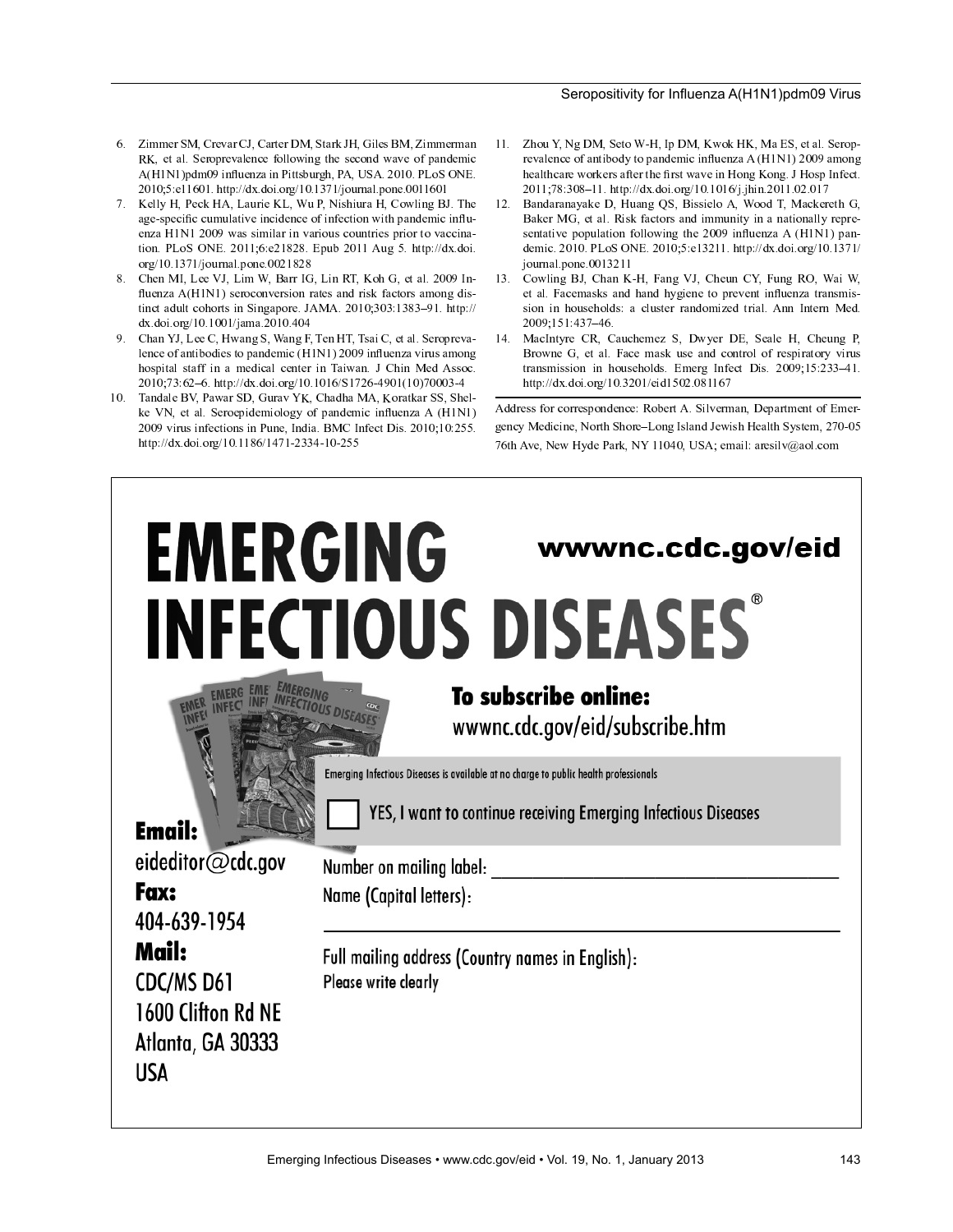6. Zimmer SM, Crevar CJ, Carter DM, Stark JH, Giles BM, Zimmerman RK, et al. Seroprevalence following the second wave of pandemic A(H1N1)pdm09 influenza in Pittsburgh, PA, USA. 2010. PLoS ONE. 2010;5:e11601. http://dx.doi.org/10.1371/journal.pone.0011601
7. Kelly H, Peck HA, Laurie KL, Wu P, Nishiura H, Cowling BJ. The age-specific cumulative incidence of infection with pandemic influenza H1N1 2009 was similar in various countries prior to vaccination. PLoS ONE. 2011;6:e21828. Epub 2011 Aug 5. http://dx.doi.org/10.1371/journal.pone.0021828
8. Chen MI, Lee VJ, Lim W, Barr IG, Lin RT, Koh G, et al. 2009 Influenza A(H1N1) seroconversion rates and risk factors among distinct adult cohorts in Singapore. JAMA. 2010;303:1383–91. http://dx.doi.org/10.1001/jama.2010.404
9. Chan YJ, Lee C, Hwang S, Wang F, Ten HT, Tsai C, et al. Seroprevalence of antibodies to pandemic (H1N1) 2009 influenza virus among hospital staff in a medical center in Taiwan. J Chin Med Assoc. 2010;73:62–6. http://dx.doi.org/10.1016/S1726-4901(10)70003-4
10. Tandale BV, Pawar SD, Gurav YK, Chadha MA, Koratkar SS, Shelke VN, et al. Seroepidemiology of pandemic influenza A (H1N1) 2009 virus infections in Pune, India. BMC Infect Dis. 2010;10:255. http://dx.doi.org/10.1186/1471-2334-10-255
11. Zhou Y, Ng DM, Seto W-H, Ip DM, Kwok HK, Ma ES, et al. Seroprevalence of antibody to pandemic influenza A (H1N1) 2009 among healthcare workers after the first wave in Hong Kong. J Hosp Infect. 2011;78:308–11. http://dx.doi.org/10.1016/j.jhin.2011.02.017
12. Bandaranayake D, Huang QS, Bissielo A, Wood T, Mackereth G, Baker MG, et al. Risk factors and immunity in a nationally representative population following the 2009 influenza A (H1N1) pandemic. 2010. PLoS ONE. 2010;5:e13211. http://dx.doi.org/10.1371/journal.pone.0013211
13. Cowling BJ, Chan K-H, Fang VJ, Cheun CY, Fung RO, Wai W, et al. Facemasks and hand hygiene to prevent influenza transmission in households: a cluster randomized trial. Ann Intern Med. 2009;151:437–46.
14. MacIntyre CR, Cauchemez S, Dwyer DE, Seale H, Cheung P, Browne G, et al. Face mask use and control of respiratory virus transmission in households. Emerg Infect Dis. 2009;15:233–41. http://dx.doi.org/10.3201/eid1502.081167

Address for correspondence: Robert A. Silverman, Department of Emergency Medicine, North Shore–Long Island Jewish Health System, 270-05 76th Ave, New Hyde Park, NY 11040, USA; email: aresilv@aol.com

# EMERGING INFECTIOUS DISEASES®

wwwnc.cdc.gov/eid

**To subscribe online:**
wwwnc.cdc.gov/eid/subscribe.htm

Emerging Infectious Diseases is available at no charge to public health professionals

☐ YES, I want to continue receiving Emerging Infectious Diseases

**Email:**
eideditor@cdc.gov

**Fax:**
404-639-1954

**Mail:**
CDC/MS D61
1600 Clifton Rd NE
Atlanta, GA 30333
USA

Number on mailing label: ______________________________

Name (Capital letters): ______________________________

Full mailing address (Country names in English):
Please write clearly